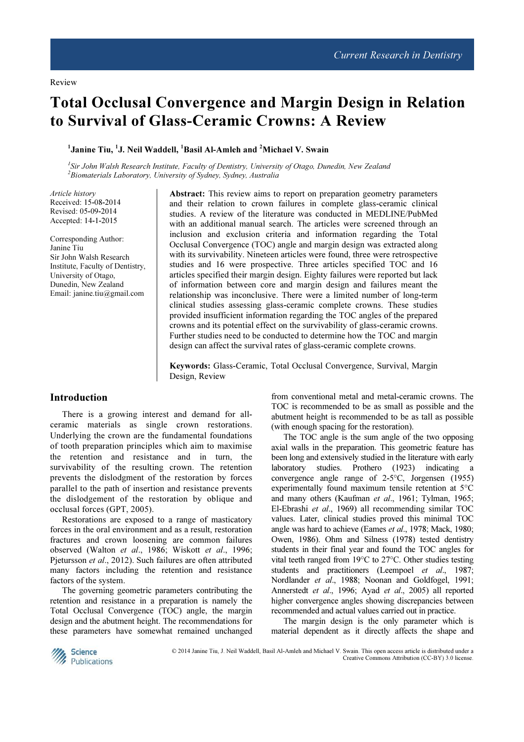Review

# Total Occlusal Convergence and Margin Design in Relation to Survival of Glass-Ceramic Crowns: A Review

**[1]Janine Tiu, [1]J. Neil Waddell, [1]Basil Al-Amleh and [2]Michael V. Swain**

*[1]Sir John Walsh Research Institute, Faculty of Dentistry, University of Otago, Dunedin, New Zealand*
*[2]Biomaterials Laboratory, University of Sydney, Sydney, Australia*

*Article history*
Received: 15-08-2014
Revised: 05-09-2014
Accepted: 14-1-2015

Corresponding Author:
Janine Tiu
Sir John Walsh Research Institute, Faculty of Dentistry, University of Otago, Dunedin, New Zealand
Email: janine.tiu@gmail.com

**Abstract:** This review aims to report on preparation geometry parameters and their relation to crown failures in complete glass-ceramic clinical studies. A review of the literature was conducted in MEDLINE/PubMed with an additional manual search. The articles were screened through an inclusion and exclusion criteria and information regarding the Total Occlusal Convergence (TOC) angle and margin design was extracted along with its survivability. Nineteen articles were found, three were retrospective studies and 16 were prospective. Three articles specified TOC and 16 articles specified their margin design. Eighty failures were reported but lack of information between core and margin design and failures meant the relationship was inconclusive. There were a limited number of long-term clinical studies assessing glass-ceramic complete crowns. These studies provided insufficient information regarding the TOC angles of the prepared crowns and its potential effect on the survivability of glass-ceramic crowns. Further studies need to be conducted to determine how the TOC and margin design can affect the survival rates of glass-ceramic complete crowns.

**Keywords:** Glass-Ceramic, Total Occlusal Convergence, Survival, Margin Design, Review

## Introduction

There is a growing interest and demand for all-ceramic materials as single crown restorations. Underlying the crown are the fundamental foundations of tooth preparation principles which aim to maximise the retention and resistance and in turn, the survivability of the resulting crown. The retention prevents the dislodgment of the restoration by forces parallel to the path of insertion and resistance prevents the dislodgement of the restoration by oblique and occlusal forces (GPT, 2005).

Restorations are exposed to a range of masticatory forces in the oral environment and as a result, restoration fractures and crown loosening are common failures observed (Walton *et al*., 1986; Wiskott *et al*., 1996; Pjetursson *et al*., 2012). Such failures are often attributed many factors including the retention and resistance factors of the system.

The governing geometric parameters contributing the retention and resistance in a preparation is namely the Total Occlusal Convergence (TOC) angle, the margin design and the abutment height. The recommendations for these parameters have somewhat remained unchanged from conventional metal and metal-ceramic crowns. The TOC is recommended to be as small as possible and the abutment height is recommended to be as tall as possible (with enough spacing for the restoration).

The TOC angle is the sum angle of the two opposing axial walls in the preparation. This geometric feature has been long and extensively studied in the literature with early laboratory studies. Prothero (1923) indicating a convergence angle range of 2-5°C, Jorgensen (1955) experimentally found maximum tensile retention at 5°C and many others (Kaufman *et al*., 1961; Tylman, 1965; El-Ebrashi *et al*., 1969) all recommending similar TOC values. Later, clinical studies proved this minimal TOC angle was hard to achieve (Eames *et al*., 1978; Mack, 1980; Owen, 1986). Ohm and Silness (1978) tested dentistry students in their final year and found the TOC angles for vital teeth ranged from 19°C to 27°C. Other studies testing students and practitioners (Leempoel *et al*., 1987; Nordlander *et al*., 1988; Noonan and Goldfogel, 1991; Annerstedt *et al*., 1996; Ayad *et al*., 2005) all reported higher convergence angles showing discrepancies between recommended and actual values carried out in practice.

The margin design is the only parameter which is material dependent as it directly affects the shape and

© 2014 Janine Tiu, J. Neil Waddell, Basil Al-Amleh and Michael V. Swain. This open access article is distributed under a Creative Commons Attribution (CC-BY) 3.0 license.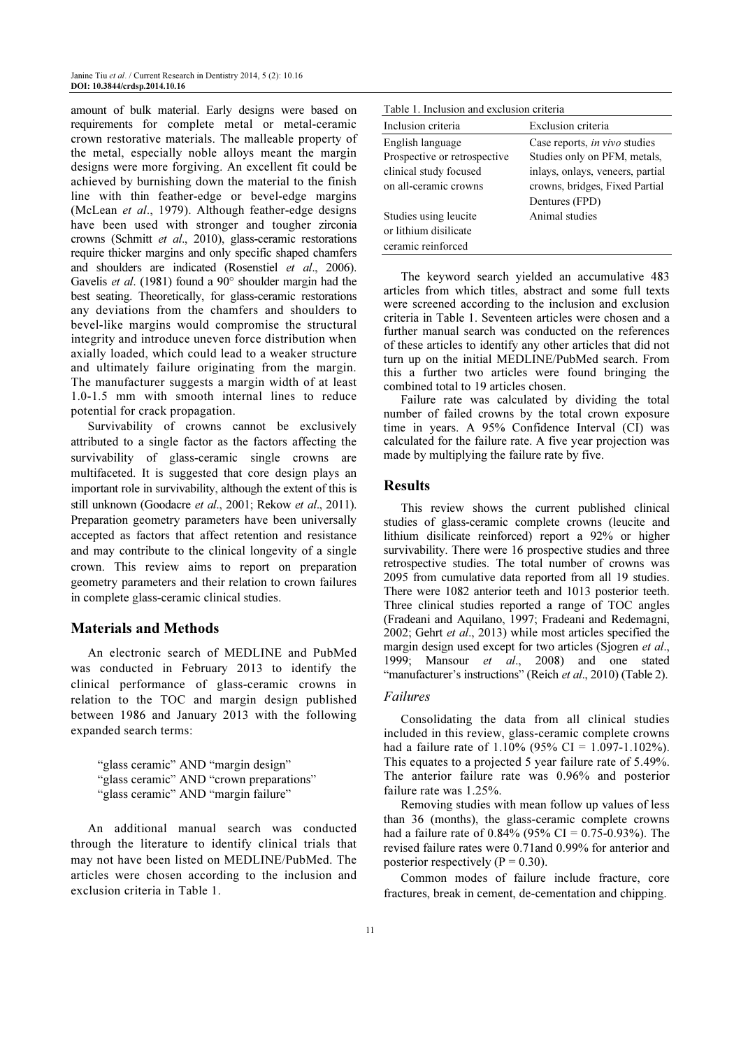amount of bulk material. Early designs were based on requirements for complete metal or metal-ceramic crown restorative materials. The malleable property of the metal, especially noble alloys meant the margin designs were more forgiving. An excellent fit could be achieved by burnishing down the material to the finish line with thin feather-edge or bevel-edge margins (McLean *et al*., 1979). Although feather-edge designs have been used with stronger and tougher zirconia crowns (Schmitt *et al*., 2010), glass-ceramic restorations require thicker margins and only specific shaped chamfers and shoulders are indicated (Rosenstiel *et al*., 2006). Gavelis *et al*. (1981) found a 90° shoulder margin had the best seating. Theoretically, for glass-ceramic restorations any deviations from the chamfers and shoulders to bevel-like margins would compromise the structural integrity and introduce uneven force distribution when axially loaded, which could lead to a weaker structure and ultimately failure originating from the margin. The manufacturer suggests a margin width of at least 1.0-1.5 mm with smooth internal lines to reduce potential for crack propagation.

Survivability of crowns cannot be exclusively attributed to a single factor as the factors affecting the survivability of glass-ceramic single crowns are multifaceted. It is suggested that core design plays an important role in survivability, although the extent of this is still unknown (Goodacre *et al*., 2001; Rekow *et al*., 2011). Preparation geometry parameters have been universally accepted as factors that affect retention and resistance and may contribute to the clinical longevity of a single crown. This review aims to report on preparation geometry parameters and their relation to crown failures in complete glass-ceramic clinical studies.

## Materials and Methods

An electronic search of MEDLINE and PubMed was conducted in February 2013 to identify the clinical performance of glass-ceramic crowns in relation to the TOC and margin design published between 1986 and January 2013 with the following expanded search terms:

"glass ceramic" AND "margin design"
"glass ceramic" AND "crown preparations"
"glass ceramic" AND "margin failure"

An additional manual search was conducted through the literature to identify clinical trials that may not have been listed on MEDLINE/PubMed. The articles were chosen according to the inclusion and exclusion criteria in Table 1.

Table 1. Inclusion and exclusion criteria

| Inclusion criteria | Exclusion criteria |
| --- | --- |
| English language | Case reports, *in vivo* studies |
| Prospective or retrospective clinical study focused on all-ceramic crowns | Studies only on PFM, metals, inlays, onlays, veneers, partial crowns, bridges, Fixed Partial Dentures (FPD) |
| Studies using leucite or lithium disilicate ceramic reinforced | Animal studies |

The keyword search yielded an accumulative 483 articles from which titles, abstract and some full texts were screened according to the inclusion and exclusion criteria in Table 1. Seventeen articles were chosen and a further manual search was conducted on the references of these articles to identify any other articles that did not turn up on the initial MEDLINE/PubMed search. From this a further two articles were found bringing the combined total to 19 articles chosen.

Failure rate was calculated by dividing the total number of failed crowns by the total crown exposure time in years. A 95% Confidence Interval (CI) was calculated for the failure rate. A five year projection was made by multiplying the failure rate by five.

## Results

This review shows the current published clinical studies of glass-ceramic complete crowns (leucite and lithium disilicate reinforced) report a 92% or higher survivability. There were 16 prospective studies and three retrospective studies. The total number of crowns was 2095 from cumulative data reported from all 19 studies. There were 1082 anterior teeth and 1013 posterior teeth. Three clinical studies reported a range of TOC angles (Fradeani and Aquilano, 1997; Fradeani and Redemagni, 2002; Gehrt *et al*., 2013) while most articles specified the margin design used except for two articles (Sjogren *et al*., 1999; Mansour *et al*., 2008) and one stated "manufacturer's instructions" (Reich *et al*., 2010) (Table 2).

### *Failures*

Consolidating the data from all clinical studies included in this review, glass-ceramic complete crowns had a failure rate of 1.10% (95% CI = 1.097-1.102%). This equates to a projected 5 year failure rate of 5.49%. The anterior failure rate was 0.96% and posterior failure rate was 1.25%.

Removing studies with mean follow up values of less than 36 (months), the glass-ceramic complete crowns had a failure rate of 0.84% (95% CI = 0.75-0.93%). The revised failure rates were 0.71and 0.99% for anterior and posterior respectively ($P = 0.30$).

Common modes of failure include fracture, core fractures, break in cement, de-cementation and chipping.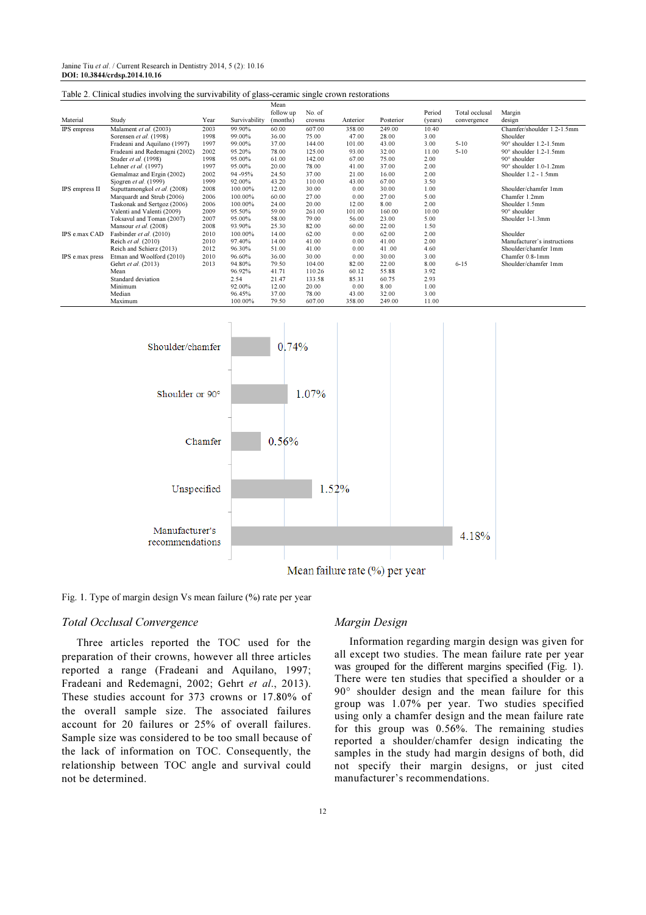Table 2. Clinical studies involving the survivability of glass-ceramic single crown restorations

| Material | Study | Year | Survivability | Mean follow up (months) | No. of crowns | Anterior | Posterior | Period (years) | Total occlusal convergence | Margin design |
|---|---|---|---|---|---|---|---|---|---|---|
| IPS empress | Malament *et al.* (2003) | 2003 | 99.90% | 60.00 | 607.00 | 358.00 | 249.00 | 10.40 | | Chamfer/shoulder 1.2-1.5mm |
| | Sorensen *et al.* (1998) | 1998 | 99.00% | 36.00 | 75.00 | 47.00 | 28.00 | 3.00 | | Shoulder |
| | Fradeani and Aquilano (1997) | 1997 | 99.00% | 37.00 | 144.00 | 101.00 | 43.00 | 3.00 | 5-10 | 90° shoulder 1.2-1.5mm |
| | Fradeani and Redemagni (2002) | 2002 | 95.20% | 78.00 | 125.00 | 93.00 | 32.00 | 11.00 | 5-10 | 90° shoulder 1.2-1.5mm |
| | Studer *et al.* (1998) | 1998 | 95.00% | 61.00 | 142.00 | 67.00 | 75.00 | 2.00 | | 90° shoulder |
| | Lehner *et al.* (1997) | 1997 | 95.00% | 20.00 | 78.00 | 41.00 | 37.00 | 2.00 | | 90° shoulder 1.0-1.2mm |
| | Gemalmaz and Ergin (2002) | 2002 | 94 -95% | 24.50 | 37.00 | 21.00 | 16.00 | 2.00 | | Shoulder 1.2 - 1.5mm |
| | Sjogren *et al.* (1999) | 1999 | 92.00% | 43.20 | 110.00 | 43.00 | 67.00 | 3.50 | | |
| IPS empress II | Suputtamongkol *et al.* (2008) | 2008 | 100.00% | 12.00 | 30.00 | 0.00 | 30.00 | 1.00 | | Shoulder/chamfer 1mm |
| | Marquardt and Strub (2006) | 2006 | 100.00% | 60.00 | 27.00 | 0.00 | 27.00 | 5.00 | | Chamfer 1.2mm |
| | Taskonak and Sertgoz (2006) | 2006 | 100.00% | 24.00 | 20.00 | 12.00 | 8.00 | 2.00 | | Shoulder 1.5mm |
| | Valenti and Valenti (2009) | 2009 | 95.50% | 59.00 | 261.00 | 101.00 | 160.00 | 10.00 | | 90° shoulder |
| | Toksavul and Toman (2007) | 2007 | 95.00% | 58.00 | 79.00 | 56.00 | 23.00 | 5.00 | | Shoulder 1-1.3mm |
| | Mansour *et al.* (2008) | 2008 | 93.90% | 25.30 | 82.00 | 60.00 | 22.00 | 1.50 | | |
| IPS e.max CAD | Fasbinder *et al.* (2010) | 2010 | 100.00% | 14.00 | 62.00 | 0.00 | 62.00 | 2.00 | | Shoulder |
| | Reich *et al.* (2010) | 2010 | 97.40% | 14.00 | 41.00 | 0.00 | 41.00 | 2.00 | | Manufacturer's instructions |
| | Reich and Schierz (2013) | 2012 | 96.30% | 51.00 | 41.00 | 0.00 | 41 .00 | 4.60 | | Shoulder/chamfer 1mm |
| IPS e.max press | Etman and Woolford (2010) | 2010 | 96.60% | 36.00 | 30.00 | 0.00 | 30.00 | 3.00 | | Chamfer 0.8-1mm |
| | Gehrt *et al.* (2013) | 2013 | 94.80% | 79.50 | 104.00 | 82.00 | 22.00 | 8.00 | 6-15 | Shoulder/chamfer 1mm |
| | Mean | | 96.92% | 41.71 | 110.26 | 60.12 | 55.88 | 3.92 | | |
| | Standard deviation | | 2.54 | 21.47 | 133.58 | 85.31 | 60.75 | 2.93 | | |
| | Minimum | | 92.00% | 12.00 | 20.00 | 0.00 | 8.00 | 1.00 | | |
| | Median | | 96.45% | 37.00 | 78.00 | 43.00 | 32.00 | 3.00 | | |
| | Maximum | | 100.00% | 79.50 | 607.00 | 358.00 | 249.00 | 11.00 | | |

| Margin design | Mean failure rate (%) per year |
|---|---|
| Shoulder/chamfer | 0.74% |
| Shoulder or 90° | 1.07% |
| Chamfer | 0.56% |
| Unspecified | 1.52% |
| Manufacturer's recommendations | 4.18% |

Fig. 1. Type of margin design Vs mean failure (%) rate per year

### *Total Occlusal Convergence*

Three articles reported the TOC used for the preparation of their crowns, however all three articles reported a range (Fradeani and Aquilano, 1997; Fradeani and Redemagni, 2002; Gehrt *et al*., 2013). These studies account for 373 crowns or 17.80% of the overall sample size. The associated failures account for 20 failures or 25% of overall failures. Sample size was considered to be too small because of the lack of information on TOC. Consequently, the relationship between TOC angle and survival could not be determined.

### *Margin Design*

Information regarding margin design was given for all except two studies. The mean failure rate per year was grouped for the different margins specified (Fig. 1). There were ten studies that specified a shoulder or a 90° shoulder design and the mean failure for this group was 1.07% per year. Two studies specified using only a chamfer design and the mean failure rate for this group was 0.56%. The remaining studies reported a shoulder/chamfer design indicating the samples in the study had margin designs of both, did not specify their margin designs, or just cited manufacturer's recommendations.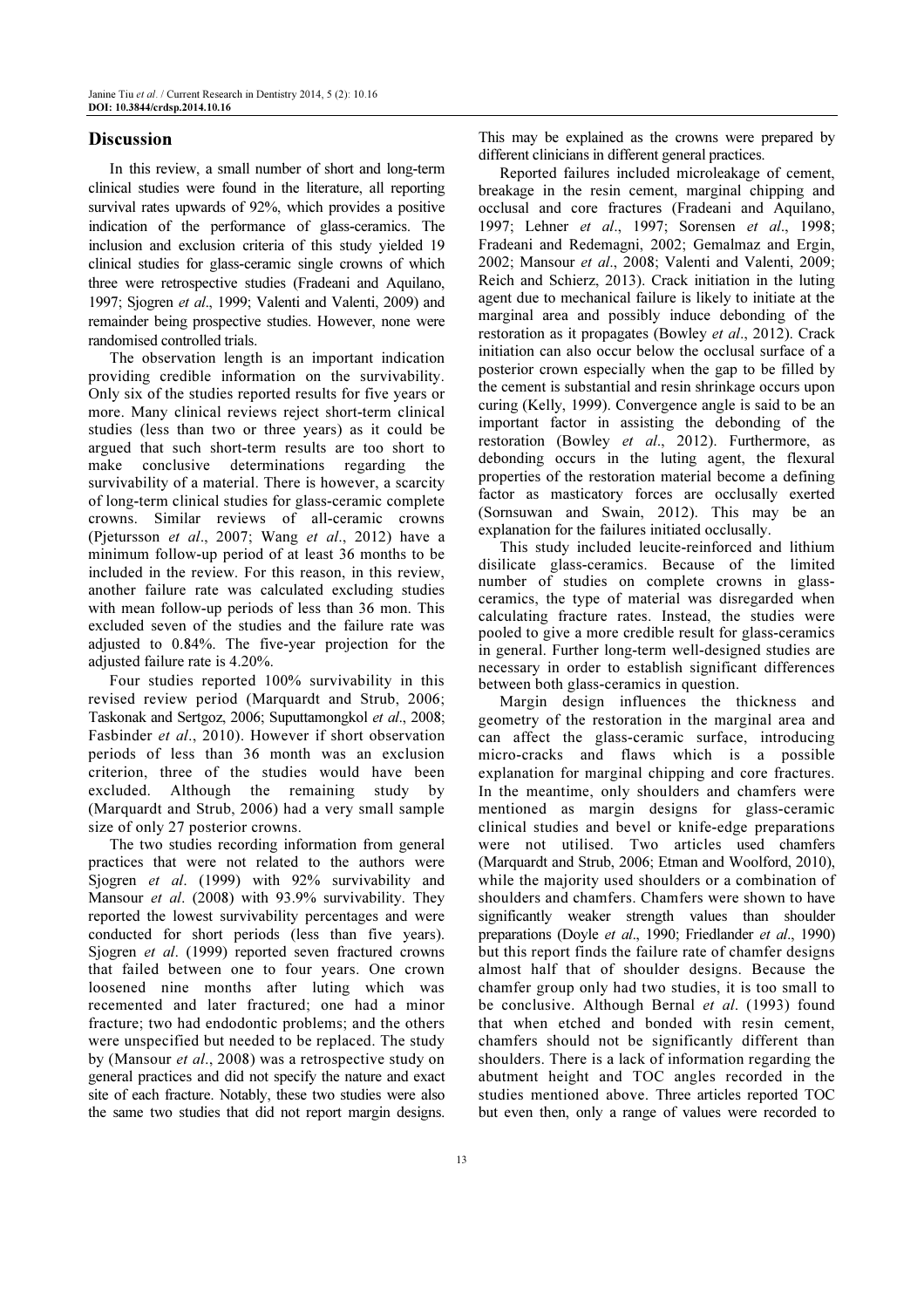## Discussion

In this review, a small number of short and long-term clinical studies were found in the literature, all reporting survival rates upwards of 92%, which provides a positive indication of the performance of glass-ceramics. The inclusion and exclusion criteria of this study yielded 19 clinical studies for glass-ceramic single crowns of which three were retrospective studies (Fradeani and Aquilano, 1997; Sjogren *et al*., 1999; Valenti and Valenti, 2009) and remainder being prospective studies. However, none were randomised controlled trials.

The observation length is an important indication providing credible information on the survivability. Only six of the studies reported results for five years or more. Many clinical reviews reject short-term clinical studies (less than two or three years) as it could be argued that such short-term results are too short to make conclusive determinations regarding the survivability of a material. There is however, a scarcity of long-term clinical studies for glass-ceramic complete crowns. Similar reviews of all-ceramic crowns (Pjetursson *et al*., 2007; Wang *et al*., 2012) have a minimum follow-up period of at least 36 months to be included in the review. For this reason, in this review, another failure rate was calculated excluding studies with mean follow-up periods of less than 36 mon. This excluded seven of the studies and the failure rate was adjusted to 0.84%. The five-year projection for the adjusted failure rate is 4.20%.

Four studies reported 100% survivability in this revised review period (Marquardt and Strub, 2006; Taskonak and Sertgoz, 2006; Suputtamongkol *et al*., 2008; Fasbinder *et al*., 2010). However if short observation periods of less than 36 month was an exclusion criterion, three of the studies would have been excluded. Although the remaining study by (Marquardt and Strub, 2006) had a very small sample size of only 27 posterior crowns.

The two studies recording information from general practices that were not related to the authors were Sjogren *et al*. (1999) with 92% survivability and Mansour *et al*. (2008) with 93.9% survivability. They reported the lowest survivability percentages and were conducted for short periods (less than five years). Sjogren *et al*. (1999) reported seven fractured crowns that failed between one to four years. One crown loosened nine months after luting which was recemented and later fractured; one had a minor fracture; two had endodontic problems; and the others were unspecified but needed to be replaced. The study by (Mansour *et al*., 2008) was a retrospective study on general practices and did not specify the nature and exact site of each fracture. Notably, these two studies were also the same two studies that did not report margin designs. This may be explained as the crowns were prepared by different clinicians in different general practices.

Reported failures included microleakage of cement, breakage in the resin cement, marginal chipping and occlusal and core fractures (Fradeani and Aquilano, 1997; Lehner *et al*., 1997; Sorensen *et al*., 1998; Fradeani and Redemagni, 2002; Gemalmaz and Ergin, 2002; Mansour *et al*., 2008; Valenti and Valenti, 2009; Reich and Schierz, 2013). Crack initiation in the luting agent due to mechanical failure is likely to initiate at the marginal area and possibly induce debonding of the restoration as it propagates (Bowley *et al*., 2012). Crack initiation can also occur below the occlusal surface of a posterior crown especially when the gap to be filled by the cement is substantial and resin shrinkage occurs upon curing (Kelly, 1999). Convergence angle is said to be an important factor in assisting the debonding of the restoration (Bowley *et al*., 2012). Furthermore, as debonding occurs in the luting agent, the flexural properties of the restoration material become a defining factor as masticatory forces are occlusally exerted (Sornsuwan and Swain, 2012). This may be an explanation for the failures initiated occlusally.

This study included leucite-reinforced and lithium disilicate glass-ceramics. Because of the limited number of studies on complete crowns in glass-ceramics, the type of material was disregarded when calculating fracture rates. Instead, the studies were pooled to give a more credible result for glass-ceramics in general. Further long-term well-designed studies are necessary in order to establish significant differences between both glass-ceramics in question.

Margin design influences the thickness and geometry of the restoration in the marginal area and can affect the glass-ceramic surface, introducing micro-cracks and flaws which is a possible explanation for marginal chipping and core fractures. In the meantime, only shoulders and chamfers were mentioned as margin designs for glass-ceramic clinical studies and bevel or knife-edge preparations were not utilised. Two articles used chamfers (Marquardt and Strub, 2006; Etman and Woolford, 2010), while the majority used shoulders or a combination of shoulders and chamfers. Chamfers were shown to have significantly weaker strength values than shoulder preparations (Doyle *et al*., 1990; Friedlander *et al*., 1990) but this report finds the failure rate of chamfer designs almost half that of shoulder designs. Because the chamfer group only had two studies, it is too small to be conclusive. Although Bernal *et al*. (1993) found that when etched and bonded with resin cement, chamfers should not be significantly different than shoulders. There is a lack of information regarding the abutment height and TOC angles recorded in the studies mentioned above. Three articles reported TOC but even then, only a range of values were recorded to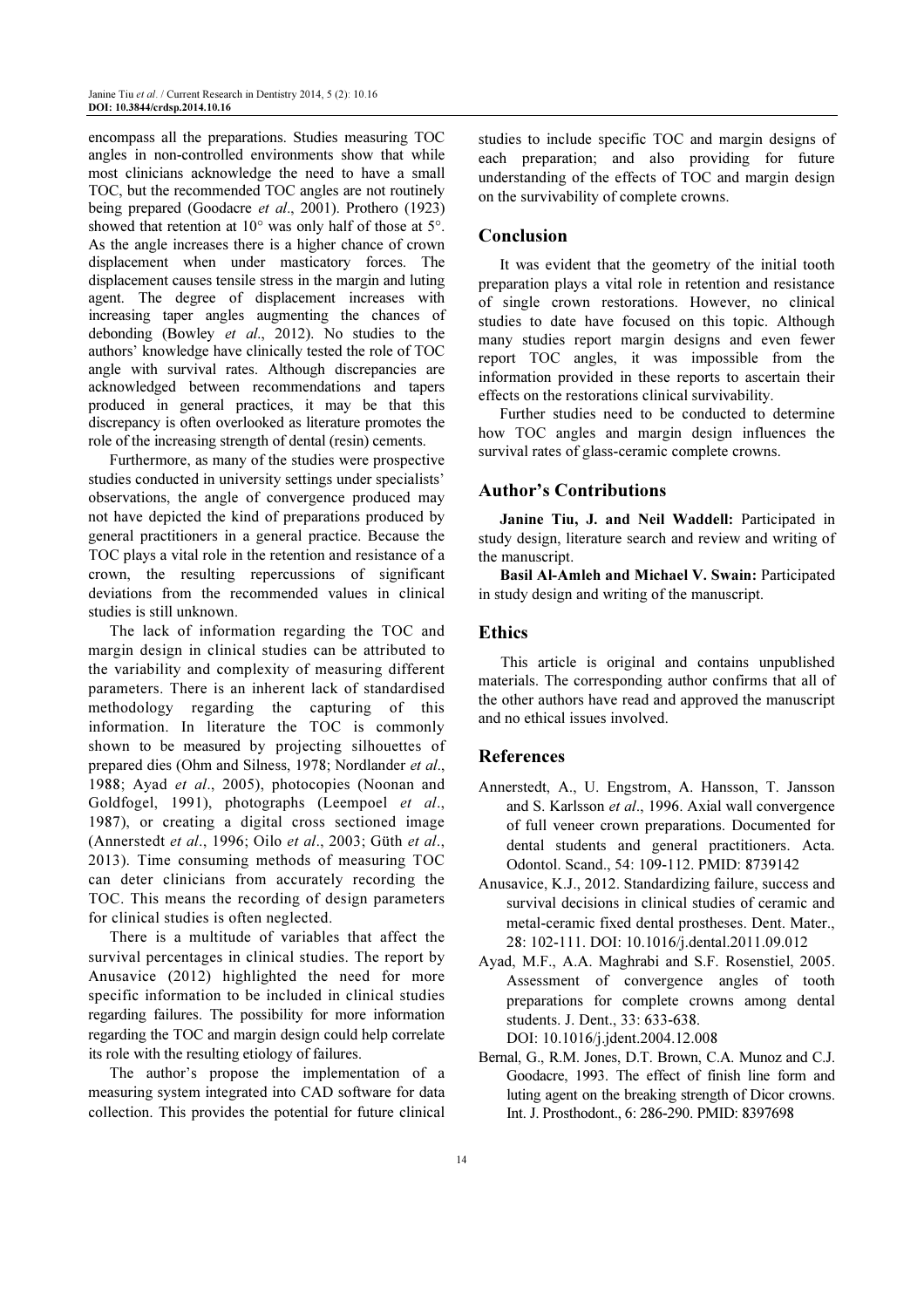encompass all the preparations. Studies measuring TOC angles in non-controlled environments show that while most clinicians acknowledge the need to have a small TOC, but the recommended TOC angles are not routinely being prepared (Goodacre *et al*., 2001). Prothero (1923) showed that retention at 10° was only half of those at 5°. As the angle increases there is a higher chance of crown displacement when under masticatory forces. The displacement causes tensile stress in the margin and luting agent. The degree of displacement increases with increasing taper angles augmenting the chances of debonding (Bowley *et al*., 2012). No studies to the authors' knowledge have clinically tested the role of TOC angle with survival rates. Although discrepancies are acknowledged between recommendations and tapers produced in general practices, it may be that this discrepancy is often overlooked as literature promotes the role of the increasing strength of dental (resin) cements.

Furthermore, as many of the studies were prospective studies conducted in university settings under specialists' observations, the angle of convergence produced may not have depicted the kind of preparations produced by general practitioners in a general practice. Because the TOC plays a vital role in the retention and resistance of a crown, the resulting repercussions of significant deviations from the recommended values in clinical studies is still unknown.

The lack of information regarding the TOC and margin design in clinical studies can be attributed to the variability and complexity of measuring different parameters. There is an inherent lack of standardised methodology regarding the capturing of this information. In literature the TOC is commonly shown to be measured by projecting silhouettes of prepared dies (Ohm and Silness, 1978; Nordlander *et al*., 1988; Ayad *et al*., 2005), photocopies (Noonan and Goldfogel, 1991), photographs (Leempoel *et al*., 1987), or creating a digital cross sectioned image (Annerstedt *et al*., 1996; Oilo *et al*., 2003; Güth *et al*., 2013). Time consuming methods of measuring TOC can deter clinicians from accurately recording the TOC. This means the recording of design parameters for clinical studies is often neglected.

There is a multitude of variables that affect the survival percentages in clinical studies. The report by Anusavice (2012) highlighted the need for more specific information to be included in clinical studies regarding failures. The possibility for more information regarding the TOC and margin design could help correlate its role with the resulting etiology of failures.

The author's propose the implementation of a measuring system integrated into CAD software for data collection. This provides the potential for future clinical studies to include specific TOC and margin designs of each preparation; and also providing for future understanding of the effects of TOC and margin design on the survivability of complete crowns.

## Conclusion

It was evident that the geometry of the initial tooth preparation plays a vital role in retention and resistance of single crown restorations. However, no clinical studies to date have focused on this topic. Although many studies report margin designs and even fewer report TOC angles, it was impossible from the information provided in these reports to ascertain their effects on the restorations clinical survivability.

Further studies need to be conducted to determine how TOC angles and margin design influences the survival rates of glass-ceramic complete crowns.

## Author's Contributions

**Janine Tiu, J. and Neil Waddell:** Participated in study design, literature search and review and writing of the manuscript.

**Basil Al-Amleh and Michael V. Swain:** Participated in study design and writing of the manuscript.

## Ethics

This article is original and contains unpublished materials. The corresponding author confirms that all of the other authors have read and approved the manuscript and no ethical issues involved.

## References

Annerstedt, A., U. Engstrom, A. Hansson, T. Jansson and S. Karlsson *et al*., 1996. Axial wall convergence of full veneer crown preparations. Documented for dental students and general practitioners. Acta. Odontol. Scand., 54: 109-112. PMID: 8739142

Anusavice, K.J., 2012. Standardizing failure, success and survival decisions in clinical studies of ceramic and metal-ceramic fixed dental prostheses. Dent. Mater., 28: 102-111. DOI: 10.1016/j.dental.2011.09.012

Ayad, M.F., A.A. Maghrabi and S.F. Rosenstiel, 2005. Assessment of convergence angles of tooth preparations for complete crowns among dental students. J. Dent., 33: 633-638. DOI: 10.1016/j.jdent.2004.12.008

Bernal, G., R.M. Jones, D.T. Brown, C.A. Munoz and C.J. Goodacre, 1993. The effect of finish line form and luting agent on the breaking strength of Dicor crowns. Int. J. Prosthodont., 6: 286-290. PMID: 8397698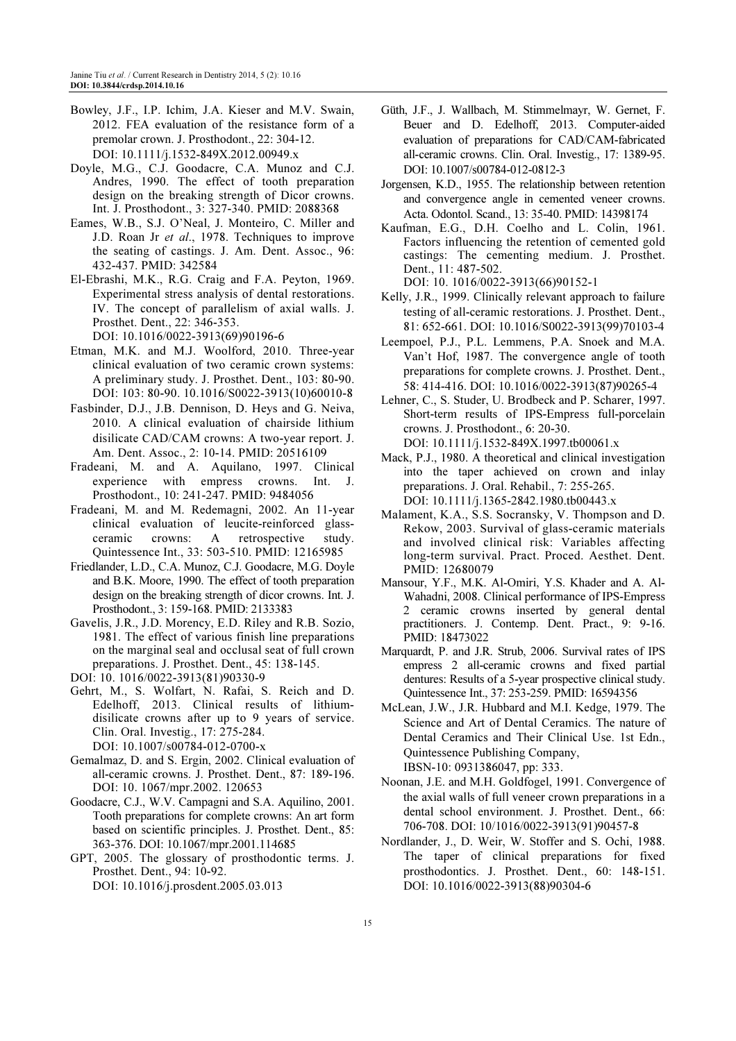Bowley, J.F., I.P. Ichim, J.A. Kieser and M.V. Swain, 2012. FEA evaluation of the resistance form of a premolar crown. J. Prosthodont., 22: 304-12. DOI: 10.1111/j.1532-849X.2012.00949.x

Doyle, M.G., C.J. Goodacre, C.A. Munoz and C.J. Andres, 1990. The effect of tooth preparation design on the breaking strength of Dicor crowns. Int. J. Prosthodont., 3: 327-340. PMID: 2088368

Eames, W.B., S.J. O'Neal, J. Monteiro, C. Miller and J.D. Roan Jr *et al*., 1978. Techniques to improve the seating of castings. J. Am. Dent. Assoc., 96: 432-437. PMID: 342584

El-Ebrashi, M.K., R.G. Craig and F.A. Peyton, 1969. Experimental stress analysis of dental restorations. IV. The concept of parallelism of axial walls. J. Prosthet. Dent., 22: 346-353. DOI: 10.1016/0022-3913(69)90196-6

Etman, M.K. and M.J. Woolford, 2010. Three-year clinical evaluation of two ceramic crown systems: A preliminary study. J. Prosthet. Dent., 103: 80-90. DOI: 103: 80-90. 10.1016/S0022-3913(10)60010-8

Fasbinder, D.J., J.B. Dennison, D. Heys and G. Neiva, 2010. A clinical evaluation of chairside lithium disilicate CAD/CAM crowns: A two-year report. J. Am. Dent. Assoc., 2: 10-14. PMID: 20516109

Fradeani, M. and A. Aquilano, 1997. Clinical experience with empress crowns. Int. J. Prosthodont., 10: 241-247. PMID: 9484056

Fradeani, M. and M. Redemagni, 2002. An 11-year clinical evaluation of leucite-reinforced glass-ceramic crowns: A retrospective study. Quintessence Int., 33: 503-510. PMID: 12165985

Friedlander, L.D., C.A. Munoz, C.J. Goodacre, M.G. Doyle and B.K. Moore, 1990. The effect of tooth preparation design on the breaking strength of dicor crowns. Int. J. Prosthodont., 3: 159-168. PMID: 2133383

Gavelis, J.R., J.D. Morency, E.D. Riley and R.B. Sozio, 1981. The effect of various finish line preparations on the marginal seal and occlusal seat of full crown preparations. J. Prosthet. Dent., 45: 138-145. DOI: 10. 1016/0022-3913(81)90330-9

Gehrt, M., S. Wolfart, N. Rafai, S. Reich and D. Edelhoff, 2013. Clinical results of lithium-disilicate crowns after up to 9 years of service. Clin. Oral. Investig., 17: 275-284. DOI: 10.1007/s00784-012-0700-x

Gemalmaz, D. and S. Ergin, 2002. Clinical evaluation of all-ceramic crowns. J. Prosthet. Dent., 87: 189-196. DOI: 10. 1067/mpr.2002. 120653

Goodacre, C.J., W.V. Campagni and S.A. Aquilino, 2001. Tooth preparations for complete crowns: An art form based on scientific principles. J. Prosthet. Dent., 85: 363-376. DOI: 10.1067/mpr.2001.114685

GPT, 2005. The glossary of prosthodontic terms. J. Prosthet. Dent., 94: 10-92. DOI: 10.1016/j.prosdent.2005.03.013

Güth, J.F., J. Wallbach, M. Stimmelmayr, W. Gernet, F. Beuer and D. Edelhoff, 2013. Computer-aided evaluation of preparations for CAD/CAM-fabricated all-ceramic crowns. Clin. Oral. Investig., 17: 1389-95. DOI: 10.1007/s00784-012-0812-3

Jorgensen, K.D., 1955. The relationship between retention and convergence angle in cemented veneer crowns. Acta. Odontol. Scand., 13: 35-40. PMID: 14398174

Kaufman, E.G., D.H. Coelho and L. Colin, 1961. Factors influencing the retention of cemented gold castings: The cementing medium. J. Prosthet. Dent., 11: 487-502. DOI: 10. 1016/0022-3913(66)90152-1

Kelly, J.R., 1999. Clinically relevant approach to failure testing of all-ceramic restorations. J. Prosthet. Dent., 81: 652-661. DOI: 10.1016/S0022-3913(99)70103-4

Leempoel, P.J., P.L. Lemmens, P.A. Snoek and M.A. Van't Hof, 1987. The convergence angle of tooth preparations for complete crowns. J. Prosthet. Dent., 58: 414-416. DOI: 10.1016/0022-3913(87)90265-4

Lehner, C., S. Studer, U. Brodbeck and P. Scharer, 1997. Short-term results of IPS-Empress full-porcelain crowns. J. Prosthodont., 6: 20-30. DOI: 10.1111/j.1532-849X.1997.tb00061.x

Mack, P.J., 1980. A theoretical and clinical investigation into the taper achieved on crown and inlay preparations. J. Oral. Rehabil., 7: 255-265. DOI: 10.1111/j.1365-2842.1980.tb00443.x

Malament, K.A., S.S. Socransky, V. Thompson and D. Rekow, 2003. Survival of glass-ceramic materials and involved clinical risk: Variables affecting long-term survival. Pract. Proced. Aesthet. Dent. PMID: 12680079

Mansour, Y.F., M.K. Al-Omiri, Y.S. Khader and A. Al-Wahadni, 2008. Clinical performance of IPS-Empress 2 ceramic crowns inserted by general dental practitioners. J. Contemp. Dent. Pract., 9: 9-16. PMID: 18473022

Marquardt, P. and J.R. Strub, 2006. Survival rates of IPS empress 2 all-ceramic crowns and fixed partial dentures: Results of a 5-year prospective clinical study. Quintessence Int., 37: 253-259. PMID: 16594356

McLean, J.W., J.R. Hubbard and M.I. Kedge, 1979. The Science and Art of Dental Ceramics. The nature of Dental Ceramics and Their Clinical Use. 1st Edn., Quintessence Publishing Company, IBSN-10: 0931386047, pp: 333.

Noonan, J.E. and M.H. Goldfogel, 1991. Convergence of the axial walls of full veneer crown preparations in a dental school environment. J. Prosthet. Dent., 66: 706-708. DOI: 10/1016/0022-3913(91)90457-8

Nordlander, J., D. Weir, W. Stoffer and S. Ochi, 1988. The taper of clinical preparations for fixed prosthodontics. J. Prosthet. Dent., 60: 148-151. DOI: 10.1016/0022-3913(88)90304-6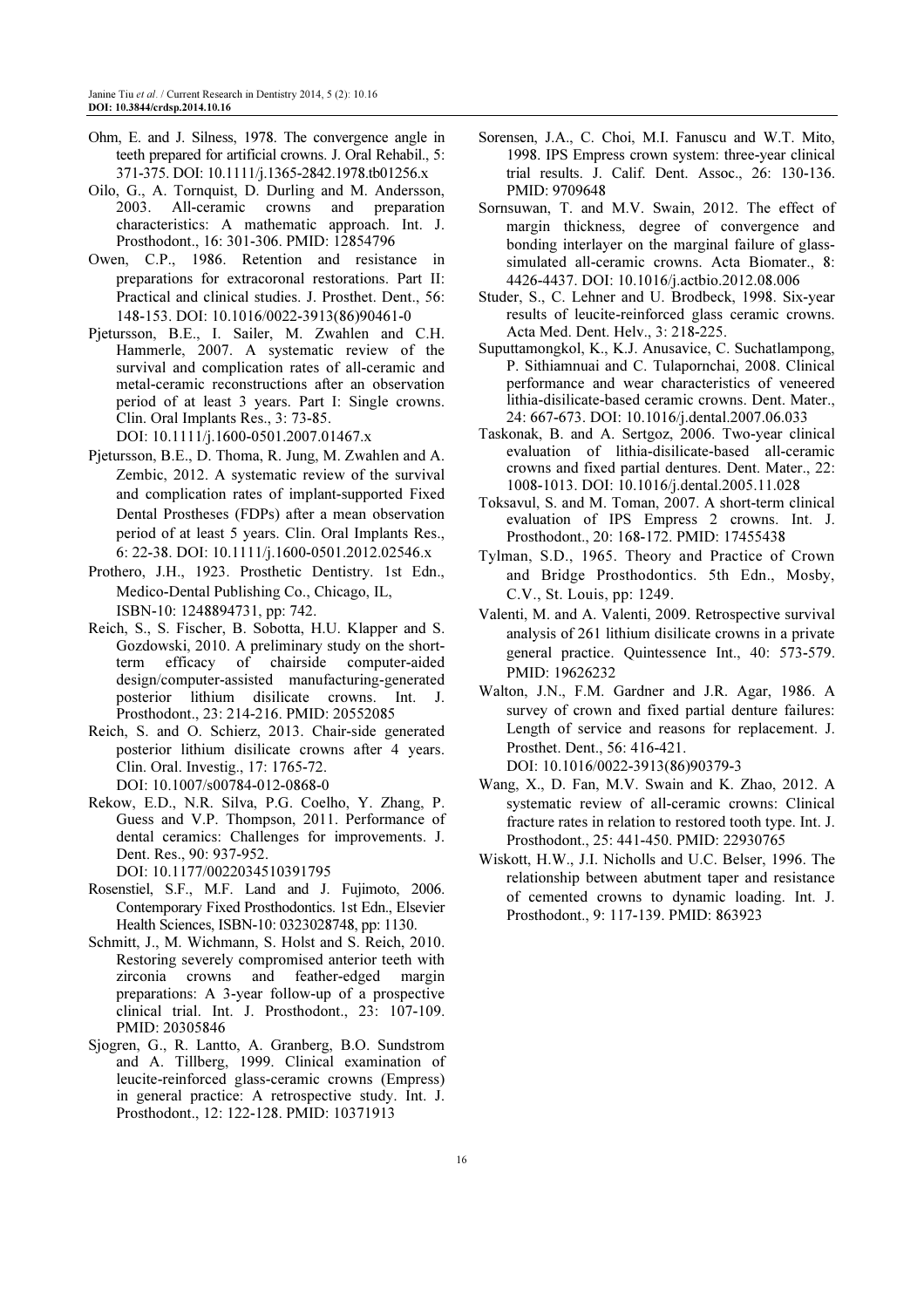Ohm, E. and J. Silness, 1978. The convergence angle in teeth prepared for artificial crowns. J. Oral Rehabil., 5: 371-375. DOI: 10.1111/j.1365-2842.1978.tb01256.x

Oilo, G., A. Tornquist, D. Durling and M. Andersson, 2003. All-ceramic crowns and preparation characteristics: A mathematic approach. Int. J. Prosthodont., 16: 301-306. PMID: 12854796

Owen, C.P., 1986. Retention and resistance in preparations for extracoronal restorations. Part II: Practical and clinical studies. J. Prosthet. Dent., 56: 148-153. DOI: 10.1016/0022-3913(86)90461-0

Pjetursson, B.E., I. Sailer, M. Zwahlen and C.H. Hammerle, 2007. A systematic review of the survival and complication rates of all-ceramic and metal-ceramic reconstructions after an observation period of at least 3 years. Part I: Single crowns. Clin. Oral Implants Res., 3: 73-85. DOI: 10.1111/j.1600-0501.2007.01467.x

Pjetursson, B.E., D. Thoma, R. Jung, M. Zwahlen and A. Zembic, 2012. A systematic review of the survival and complication rates of implant-supported Fixed Dental Prostheses (FDPs) after a mean observation period of at least 5 years. Clin. Oral Implants Res., 6: 22-38. DOI: 10.1111/j.1600-0501.2012.02546.x

Prothero, J.H., 1923. Prosthetic Dentistry. 1st Edn., Medico-Dental Publishing Co., Chicago, IL, ISBN-10: 1248894731, pp: 742.

Reich, S., S. Fischer, B. Sobotta, H.U. Klapper and S. Gozdowski, 2010. A preliminary study on the short-term efficacy of chairside computer-aided design/computer-assisted manufacturing-generated posterior lithium disilicate crowns. Int. J. Prosthodont., 23: 214-216. PMID: 20552085

Reich, S. and O. Schierz, 2013. Chair-side generated posterior lithium disilicate crowns after 4 years. Clin. Oral. Investig., 17: 1765-72. DOI: 10.1007/s00784-012-0868-0

Rekow, E.D., N.R. Silva, P.G. Coelho, Y. Zhang, P. Guess and V.P. Thompson, 2011. Performance of dental ceramics: Challenges for improvements. J. Dent. Res., 90: 937-952. DOI: 10.1177/0022034510391795

Rosenstiel, S.F., M.F. Land and J. Fujimoto, 2006. Contemporary Fixed Prosthodontics. 1st Edn., Elsevier Health Sciences, ISBN-10: 0323028748, pp: 1130.

Schmitt, J., M. Wichmann, S. Holst and S. Reich, 2010. Restoring severely compromised anterior teeth with zirconia crowns and feather-edged margin preparations: A 3-year follow-up of a prospective clinical trial. Int. J. Prosthodont., 23: 107-109. PMID: 20305846

Sjogren, G., R. Lantto, A. Granberg, B.O. Sundstrom and A. Tillberg, 1999. Clinical examination of leucite-reinforced glass-ceramic crowns (Empress) in general practice: A retrospective study. Int. J. Prosthodont., 12: 122-128. PMID: 10371913

Sorensen, J.A., C. Choi, M.I. Fanuscu and W.T. Mito, 1998. IPS Empress crown system: three-year clinical trial results. J. Calif. Dent. Assoc., 26: 130-136. PMID: 9709648

Sornsuwan, T. and M.V. Swain, 2012. The effect of margin thickness, degree of convergence and bonding interlayer on the marginal failure of glass-simulated all-ceramic crowns. Acta Biomater., 8: 4426-4437. DOI: 10.1016/j.actbio.2012.08.006

Studer, S., C. Lehner and U. Brodbeck, 1998. Six-year results of leucite-reinforced glass ceramic crowns. Acta Med. Dent. Helv., 3: 218-225.

Suputtamongkol, K., K.J. Anusavice, C. Suchatlampong, P. Sithiamnuai and C. Tulapornchai, 2008. Clinical performance and wear characteristics of veneered lithia-disilicate-based ceramic crowns. Dent. Mater., 24: 667-673. DOI: 10.1016/j.dental.2007.06.033

Taskonak, B. and A. Sertgoz, 2006. Two-year clinical evaluation of lithia-disilicate-based all-ceramic crowns and fixed partial dentures. Dent. Mater., 22: 1008-1013. DOI: 10.1016/j.dental.2005.11.028

Toksavul, S. and M. Toman, 2007. A short-term clinical evaluation of IPS Empress 2 crowns. Int. J. Prosthodont., 20: 168-172. PMID: 17455438

Tylman, S.D., 1965. Theory and Practice of Crown and Bridge Prosthodontics. 5th Edn., Mosby, C.V., St. Louis, pp: 1249.

Valenti, M. and A. Valenti, 2009. Retrospective survival analysis of 261 lithium disilicate crowns in a private general practice. Quintessence Int., 40: 573-579. PMID: 19626232

Walton, J.N., F.M. Gardner and J.R. Agar, 1986. A survey of crown and fixed partial denture failures: Length of service and reasons for replacement. J. Prosthet. Dent., 56: 416-421. DOI: 10.1016/0022-3913(86)90379-3

Wang, X., D. Fan, M.V. Swain and K. Zhao, 2012. A systematic review of all-ceramic crowns: Clinical fracture rates in relation to restored tooth type. Int. J. Prosthodont., 25: 441-450. PMID: 22930765

Wiskott, H.W., J.I. Nicholls and U.C. Belser, 1996. The relationship between abutment taper and resistance of cemented crowns to dynamic loading. Int. J. Prosthodont., 9: 117-139. PMID: 863923